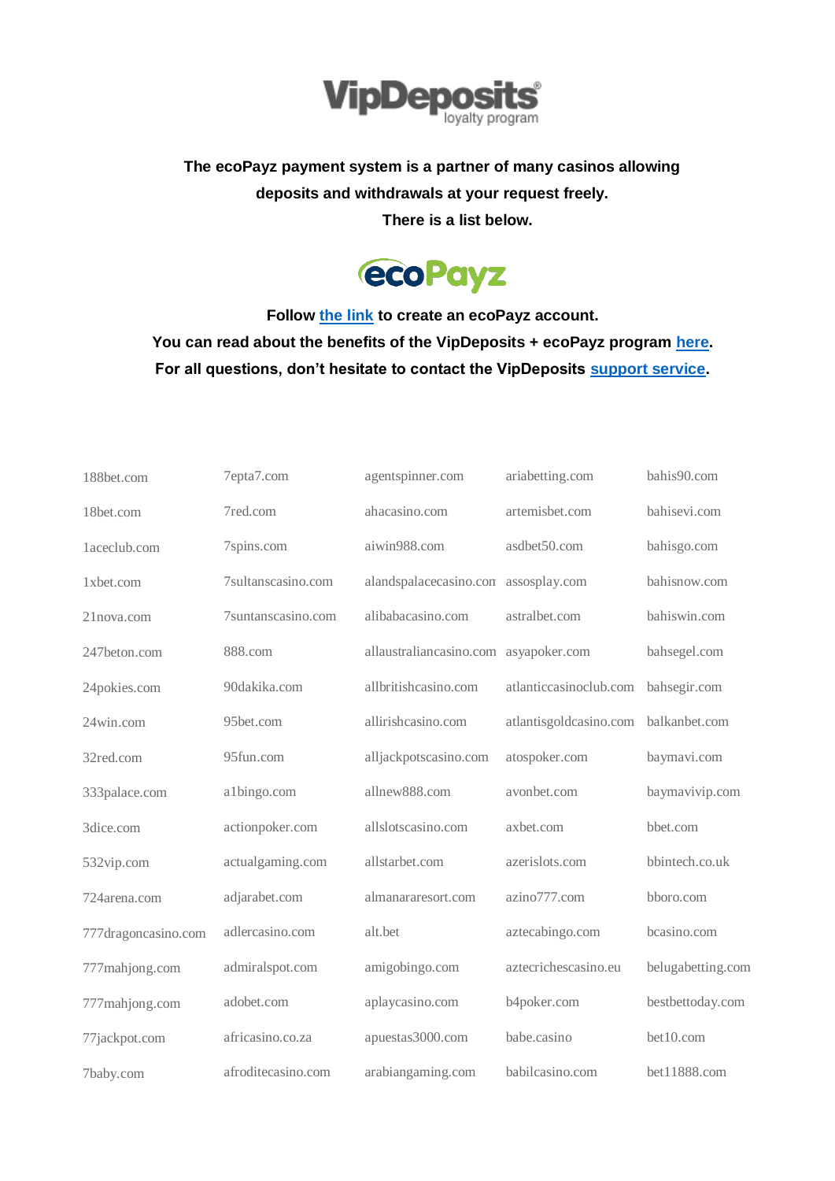**The ecoPayz payment system is a partner of many casinos allowing deposits and withdrawals at your request freely.**
**There is a list below.**

**Follow the link to create an ecoPayz account.**
**You can read about the benefits of the VipDeposits + ecoPayz program here.**
**For all questions, don't hesitate to contact the VipDeposits support service.**

| | | | | |
|---|---|---|---|---|
| 188bet.com | 7epta7.com | agentspinner.com | ariabetting.com | bahis90.com |
| 18bet.com | 7red.com | ahacasino.com | artemisbet.com | bahisevi.com |
| 1aceclub.com | 7spins.com | aiwin988.com | asdbet50.com | bahisgo.com |
| 1xbet.com | 7sultanscasino.com | alandspalacecasino.com | assosplay.com | bahisnow.com |
| 21nova.com | 7suntanscasino.com | alibabacasino.com | astralbet.com | bahiswin.com |
| 247beton.com | 888.com | allaustraliancasino.com | asyapoker.com | bahsegel.com |
| 24pokies.com | 90dakika.com | allbritishcasino.com | atlanticcasinoclub.com | bahsegir.com |
| 24win.com | 95bet.com | allirishcasino.com | atlantisgoldcasino.com | balkanbet.com |
| 32red.com | 95fun.com | alljackpotscasino.com | atospoker.com | baymavi.com |
| 333palace.com | a1bingo.com | allnew888.com | avonbet.com | baymavivip.com |
| 3dice.com | actionpoker.com | allslotscasino.com | axbet.com | bbet.com |
| 532vip.com | actualgaming.com | allstarbet.com | azerislots.com | bbintech.co.uk |
| 724arena.com | adjarabet.com | almanararesort.com | azino777.com | bboro.com |
| 777dragoncasino.com | adlercasino.com | alt.bet | aztecabingo.com | bcasino.com |
| 777mahjong.com | admiralspot.com | amigobingo.com | aztecrichescasino.eu | belugabetting.com |
| 777mahjong.com | adobet.com | aplaycasino.com | b4poker.com | bestbettoday.com |
| 77jackpot.com | africasino.co.za | apuestas3000.com | babe.casino | bet10.com |
| 7baby.com | afroditecasino.com | arabiangaming.com | babilcasino.com | bet11888.com |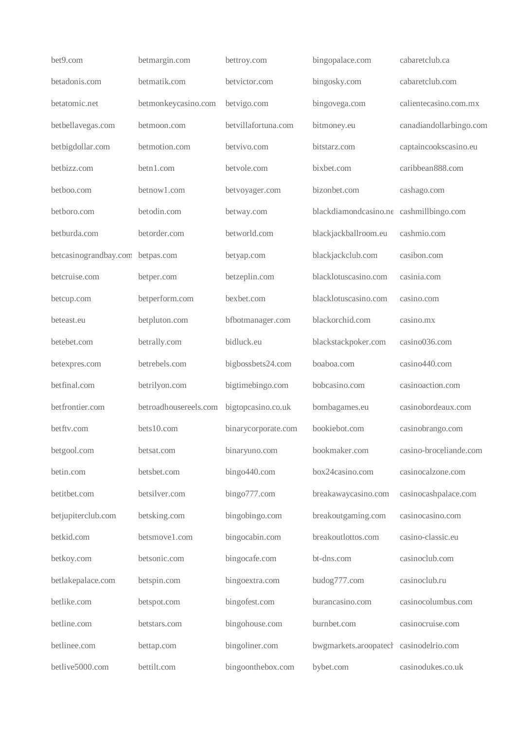bet9.com
betadonis.com
betatomic.net
betbellavegas.com
betbigdollar.com
betbizz.com
betboo.com
betboro.com
betburda.com
betcasinograndbay.com
betcruise.com
betcup.com
beteast.eu
betebet.com
betexpres.com
betfinal.com
betfrontier.com
betftv.com
betgool.com
betin.com
betitbet.com
betjupiterclub.com
betkid.com
betkoy.com
betlakepalace.com
betlike.com
betline.com
betlinee.com
betlive5000.com

betmargin.com
betmatik.com
betmonkeycasino.com
betmoon.com
betmotion.com
betn1.com
betnow1.com
betodin.com
betorder.com
betpas.com
betper.com
betperform.com
betpluton.com
betrally.com
betrebels.com
betrilyon.com
betroadhousereels.com
bets10.com
betsat.com
betsbet.com
betsilver.com
betsking.com
betsmove1.com
betsonic.com
betspin.com
betspot.com
betstars.com
bettap.com
bettilt.com

bettroy.com
betvictor.com
betvigo.com
betvillafortuna.com
betvivo.com
betvole.com
betvoyager.com
betway.com
betworld.com
betyap.com
betzeplin.com
bexbet.com
bfbotmanager.com
bidluck.eu
bigbossbets24.com
bigtimebingo.com
bigtopcasino.co.uk
binarycorporate.com
binaryuno.com
bingo440.com
bingo777.com
bingobingo.com
bingocabin.com
bingocafe.com
bingoextra.com
bingofest.com
bingohouse.com
bingoliner.com
bingoonthebox.com

bingopalace.com
bingosky.com
bingovega.com
bitmoney.eu
bitstarz.com
bixbet.com
bizonbet.com
blackdiamondcasino.ne
blackjackballroom.eu
blackjackclub.com
blacklotuscasino.com
blacklotuscasino.com
blackorchid.com
blackstackpoker.com
boaboa.com
bobcasino.com
bombagames.eu
bookiebot.com
bookmaker.com
box24casino.com
breakawaycasino.com
breakoutgaming.com
breakoutlottos.com
bt-dns.com
budog777.com
burancasino.com
burnbet.com
bwgmarkets.aroopatech
bybet.com

cabaretclub.ca
cabaretclub.com
calientecasino.com.mx
canadiandollarbingo.com
captaincookscasino.eu
caribbean888.com
cashago.com
cashmillbingo.com
cashmio.com
casibon.com
casinia.com
casino.com
casino.mx
casino036.com
casino440.com
casinoaction.com
casinobordeaux.com
casinobrango.com
casino-broceliande.com
casinocalzone.com
casinocashpalace.com
casinocasino.com
casino-classic.eu
casinoclub.com
casinoclub.ru
casinocolumbus.com
casinocruise.com
casinodelrio.com
casinodukes.co.uk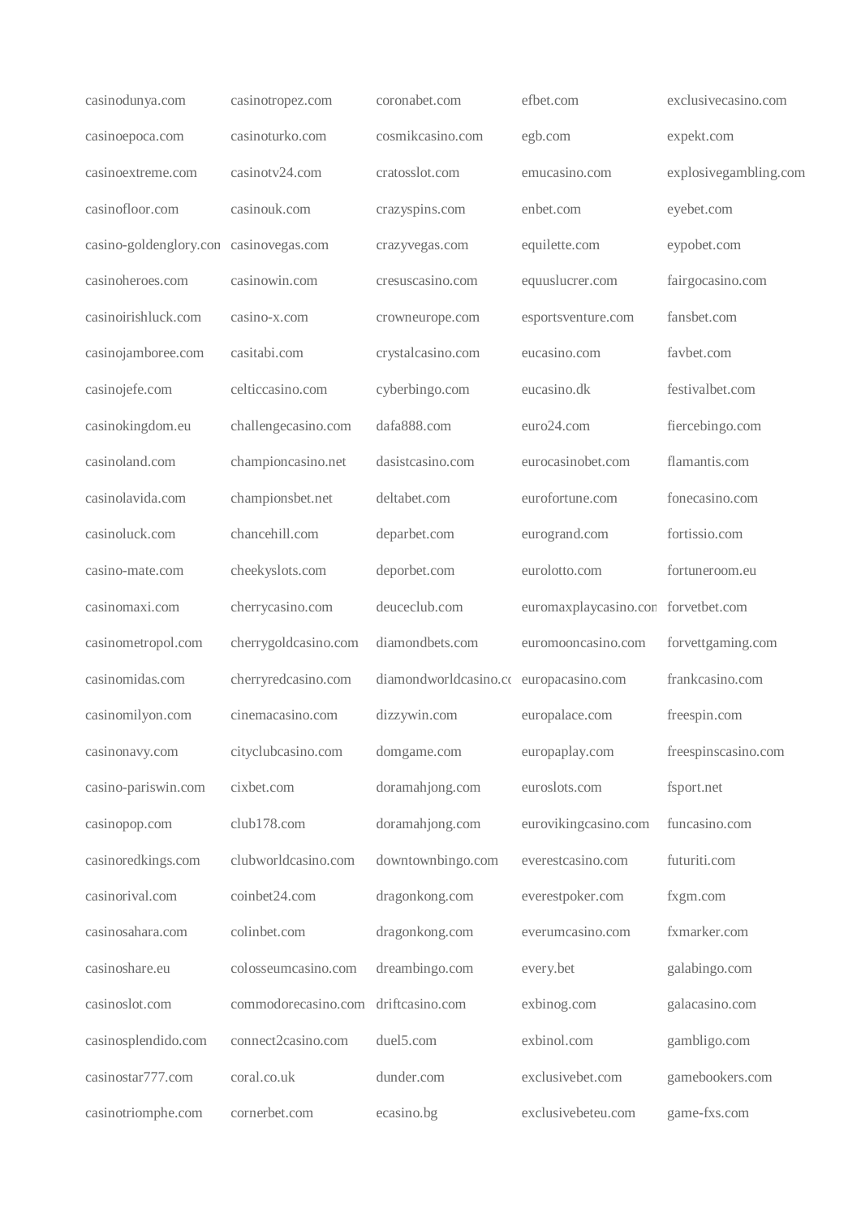casinodunya.com
casinoepoca.com
casinoextreme.com
casinofloor.com
casino-goldenglory.com
casinoheroes.com
casinoirishluck.com
casinojamboree.com
casinojefe.com
casinokingdom.eu
casinoland.com
casinolavida.com
casinoluck.com
casino-mate.com
casinomaxi.com
casinometropol.com
casinomidas.com
casinomilyon.com
casinonavy.com
casino-pariswin.com
casinopop.com
casinoredkings.com
casinorival.com
casinosahara.com
casinoshare.eu
casinoslot.com
casinosplendido.com
casinostar777.com
casinotriomphe.com
casinotropez.com
casinoturko.com
casinotv24.com
casinouk.com
casinovegas.com
casinowin.com
casino-x.com
casitabi.com
celticcasino.com
challengecasino.com
championcasino.net
championsbet.net
chancehill.com
cheekyslots.com
cherrycasino.com
cherrygoldcasino.com
cherryredcasino.com
cinemacasino.com
cityclubcasino.com
cixbet.com
club178.com
clubworldcasino.com
coinbet24.com
colinbet.com
colosseumcasino.com
commodorecasino.com
connect2casino.com
coral.co.uk
cornerbet.com
coronabet.com
cosmikcasino.com
cratosslot.com
crazyspins.com
crazyvegas.com
cresuscasino.com
crowneurope.com
crystalcasino.com
cyberbingo.com
dafa888.com
dasistcasino.com
deltabet.com
deparbet.com
deporbet.com
deuceclub.com
diamondbets.com
diamondworldcasino.com
dizzywin.com
domgame.com
doramahjong.com
doramahjong.com
downtownbingo.com
dragonkong.com
dragonkong.com
dreambingo.com
driftcasino.com
duel5.com
dunder.com
ecasino.bg
efbet.com
egb.com
emucasino.com
enbet.com
equilette.com
equuslucrer.com
esportsventure.com
eucasino.com
eucasino.dk
euro24.com
eurocasinobet.com
eurofortune.com
eurogrand.com
eurolotto.com
euromaxplaycasino.com
euromooncasino.com
europacasino.com
europalace.com
europaplay.com
euroslots.com
eurovikingcasino.com
everestcasino.com
everestpoker.com
everumcasino.com
every.bet
exbinog.com
exbinol.com
exclusivebet.com
exclusivebeteu.com
exclusivecasino.com
expekt.com
explosivegambling.com
eyebet.com
eypobet.com
fairgocasino.com
fansbet.com
favbet.com
festivalbet.com
fiercebingo.com
flamantis.com
fonecasino.com
fortissio.com
fortuneroom.eu
forvetbet.com
forvettgaming.com
frankcasino.com
freespin.com
freespinscasino.com
fsport.net
funcasino.com
futuriti.com
fxgm.com
fxmarker.com
galabingo.com
galacasino.com
gambligo.com
gamebookers.com
game-fxs.com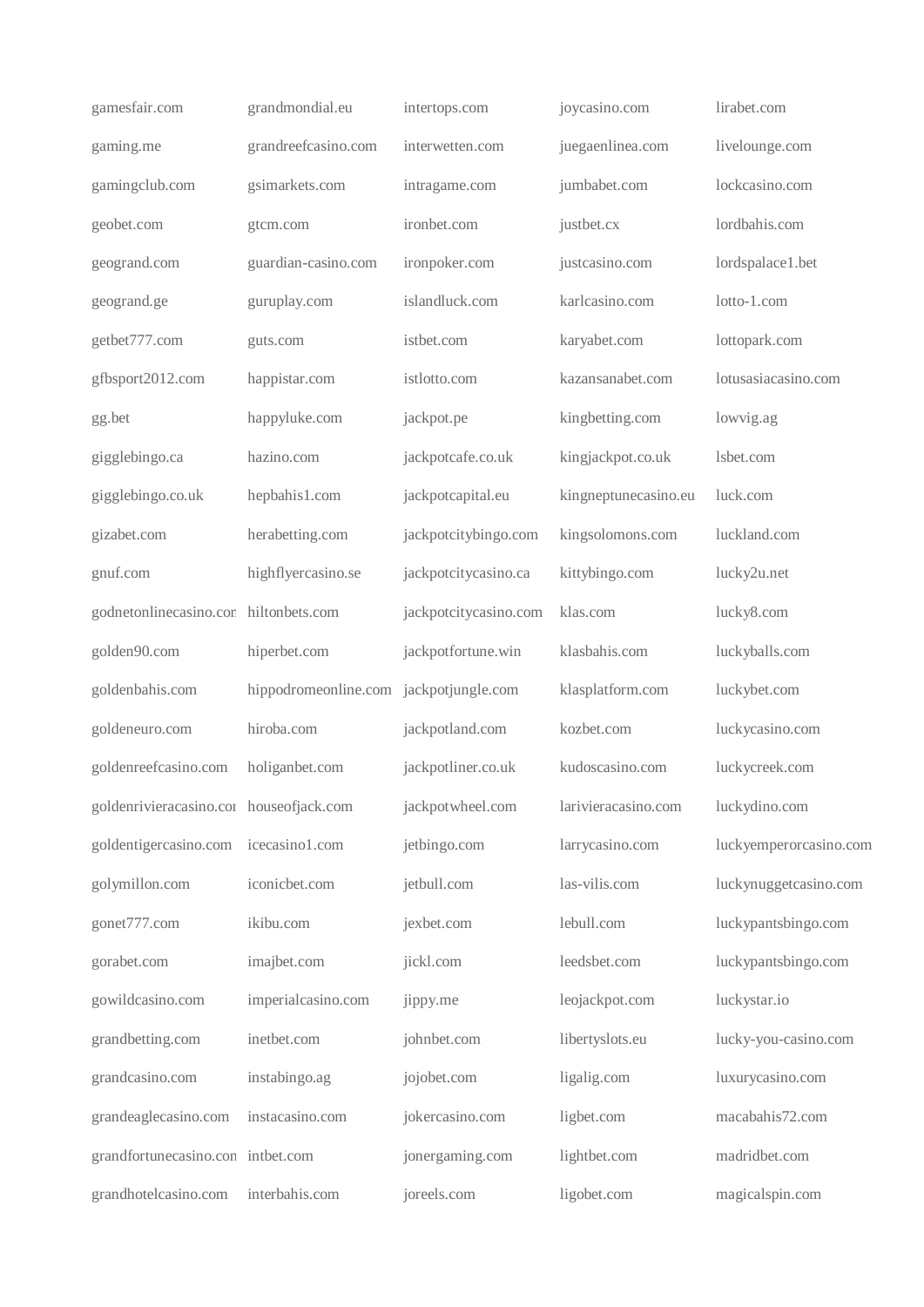gamesfair.com
gaming.me
gamingclub.com
geobet.com
geogrand.com
geogrand.ge
getbet777.com
gfbsport2012.com
gg.bet
gigglebingo.ca
gigglebingo.co.uk
gizabet.com
gnuf.com
godnetonlinecasino.com
golden90.com
goldenbahis.com
goldeneuro.com
goldenreefcasino.com
goldenrivieracasino.com
goldentigercasino.com
golymillon.com
gonet777.com
gorabet.com
gowildcasino.com
grandbetting.com
grandcasino.com
grandeaglecasino.com
grandfortunecasino.com
grandhotelcasino.com
grandmondial.eu
grandreefcasino.com
gsimarkets.com
gtcm.com
guardian-casino.com
guruplay.com
guts.com
happistar.com
happyluke.com
hazino.com
hepbahis1.com
herabetting.com
highflyercasino.se
hiltonbets.com
hiperbet.com
hippodromeonline.com
hiroba.com
holiganbet.com
houseofjack.com
icecasino1.com
iconicbet.com
ikibu.com
imajbet.com
imperialcasino.com
inetbet.com
instabingo.ag
instacasino.com
intbet.com
interbahis.com
intertops.com
interwetten.com
intragame.com
ironbet.com
ironpoker.com
islandluck.com
istbet.com
istlotto.com
jackpot.pe
jackpotcafe.co.uk
jackpotcapital.eu
jackpotcitybingo.com
jackpotcitycasino.ca
jackpotcitycasino.com
jackpotfortune.win
jackpotjungle.com
jackpotland.com
jackpotliner.co.uk
jackpotwheel.com
jetbingo.com
jetbull.com
jexbet.com
jickl.com
jippy.me
johnbet.com
jojobet.com
jokercasino.com
jonergaming.com
joreels.com
joycasino.com
juegaenlinea.com
jumbabet.com
justbet.cx
justcasino.com
karlcasino.com
karyabet.com
kazansanabet.com
kingbetting.com
kingjackpot.co.uk
kingneptunecasino.eu
kingsolomons.com
kittybingo.com
klas.com
klasbahis.com
klasplatform.com
kozbet.com
kudoscasino.com
larivieracasino.com
larrycasino.com
las-vilis.com
lebull.com
leedsbet.com
leojackpot.com
libertyslots.eu
ligalig.com
ligbet.com
lightbet.com
ligobet.com
lirabet.com
livelounge.com
lockcasino.com
lordbahis.com
lordspalace1.bet
lotto-1.com
lottopark.com
lotusasiacasino.com
lowvig.ag
lsbet.com
luck.com
luckland.com
lucky2u.net
lucky8.com
luckyballs.com
luckybet.com
luckycasino.com
luckycreek.com
luckydino.com
luckyemperorcasino.com
luckynuggetcasino.com
luckypantsbingo.com
luckypantsbingo.com
luckystar.io
lucky-you-casino.com
luxurycasino.com
macabahis72.com
madridbet.com
magicalspin.com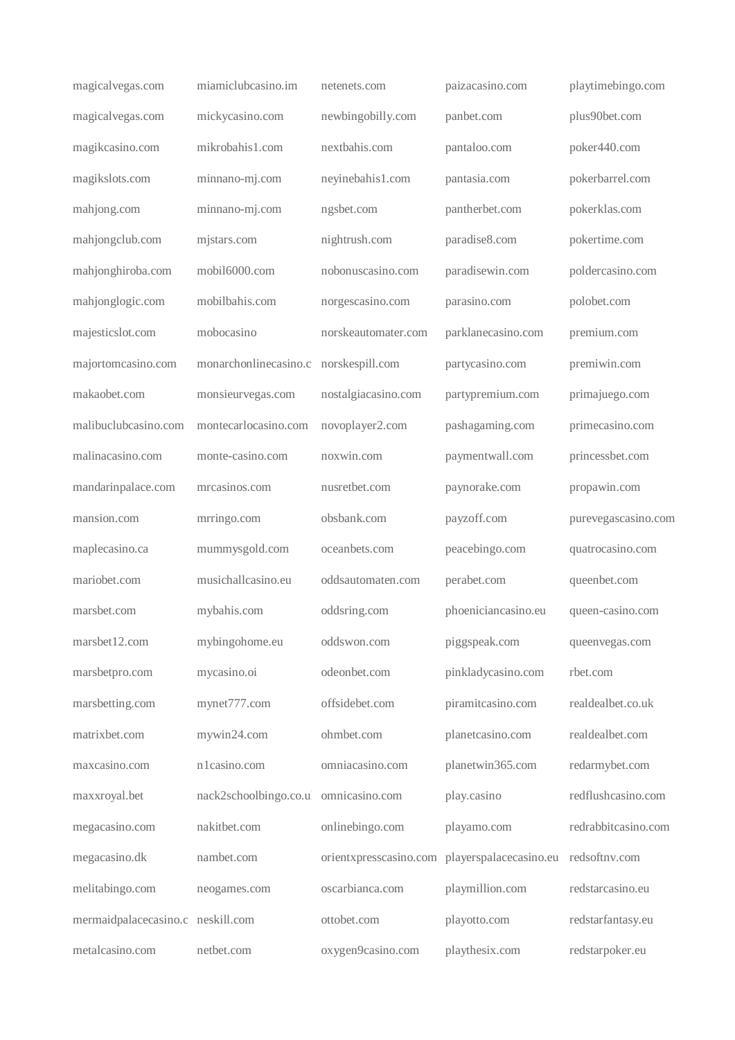magicalvegas.com
magicalvegas.com
magikcasino.com
magikslots.com
mahjong.com
mahjongclub.com
mahjonghiroba.com
mahjonglogic.com
majesticslot.com
majortomcasino.com
makaobet.com
malibuclubcasino.com
malinacasino.com
mandarinpalace.com
mansion.com
maplecasino.ca
mariobet.com
marsbet.com
marsbet12.com
marsbetpro.com
marsbetting.com
matrixbet.com
maxcasino.com
maxxroyal.bet
megacasino.com
megacasino.dk
melitabingo.com
mermaidpalacecasino.c
metalcasino.com
miamiclubcasino.im
mickycasino.com
mikrobahis1.com
minnano-mj.com
minnano-mj.com
mjstars.com
mobil6000.com
mobilbahis.com
mobocasino
monarchonlinecasino.c
monsieurvegas.com
montecarlocasino.com
monte-casino.com
mrcasinos.com
mrringo.com
mummysgold.com
musichallcasino.eu
mybahis.com
mybingohome.eu
mycasino.oi
mynet777.com
mywin24.com
n1casino.com
nack2schoolbingo.co.u
nakitbet.com
nambet.com
neogames.com
neskill.com
netbet.com
netenets.com
newbingobilly.com
nextbahis.com
neyinebahis1.com
ngsbet.com
nightrush.com
nobonuscasino.com
norgescasino.com
norskeautomater.com
norskespill.com
nostalgiacasino.com
novoplayer2.com
noxwin.com
nusretbet.com
obsbank.com
oceanbets.com
oddsautomaten.com
oddsring.com
oddswon.com
odeonbet.com
offsidebet.com
ohmbet.com
omniacasino.com
omnicasino.com
onlinebingo.com
orientxpresscasino.com
oscarbianca.com
ottobet.com
oxygen9casino.com
paizacasino.com
panbet.com
pantaloo.com
pantasia.com
pantherbet.com
paradise8.com
paradisewin.com
parasino.com
parklanecasino.com
partycasino.com
partypremium.com
pashagaming.com
paymentwall.com
paynorake.com
payzoff.com
peacebingo.com
perabet.com
phoeniciancasino.eu
piggspeak.com
pinkladycasino.com
piramitcasino.com
planetcasino.com
planetwin365.com
play.casino
playamo.com
playerspalacecasino.eu
playmillion.com
playotto.com
playthesix.com
playtimebingo.com
plus90bet.com
poker440.com
pokerbarrel.com
pokerklas.com
pokertime.com
poldercasino.com
polobet.com
premium.com
premiwin.com
primajuego.com
primecasino.com
princessbet.com
propawin.com
purevegascasino.com
quatrocasino.com
queenbet.com
queen-casino.com
queenvegas.com
rbet.com
realdealbet.co.uk
realdealbet.com
redarmybet.com
redflushcasino.com
redrabbitcasino.com
redsoftnv.com
redstarcasino.eu
redstarfantasy.eu
redstarpoker.eu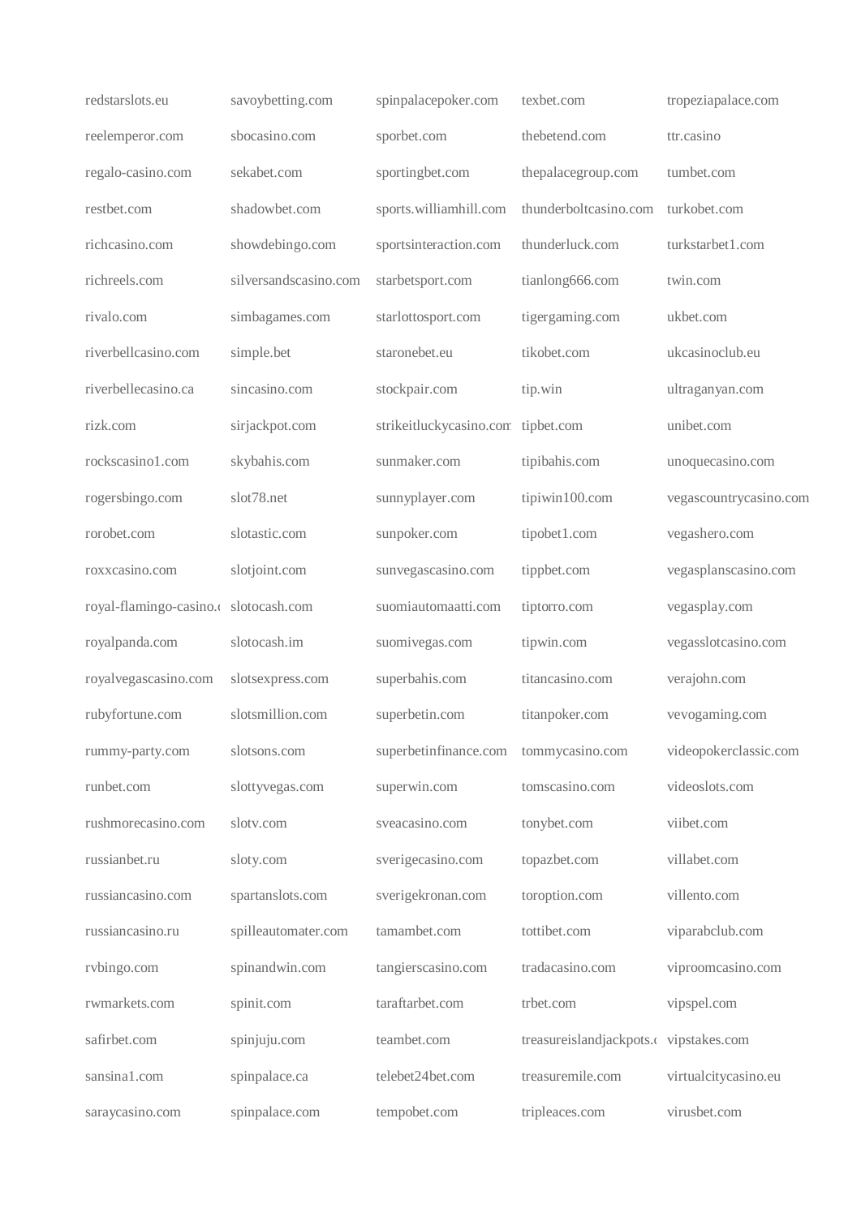redstarslots.eu
reelemperor.com
regalo-casino.com
restbet.com
richcasino.com
richreels.com
rivalo.com
riverbellcasino.com
riverbellecasino.ca
rizk.com
rockscasino1.com
rogersbingo.com
rorobet.com
roxxcasino.com
royal-flamingo-casino.c
royalpanda.com
royalvegascasino.com
rubyfortune.com
rummy-party.com
runbet.com
rushmorecasino.com
russianbet.ru
russiancasino.com
russiancasino.ru
rvbingo.com
rwmarkets.com
safirbet.com
sansina1.com
saraycasino.com
savoybetting.com
sbocasino.com
sekabet.com
shadowbet.com
showdebingo.com
silversandscasino.com
simbagames.com
simple.bet
sincasino.com
sirjackpot.com
skybahis.com
slot78.net
slotastic.com
slotjoint.com
slotocash.com
slotocash.im
slotsexpress.com
slotsmillion.com
slotsons.com
slottyvegas.com
slotv.com
sloty.com
spartanslots.com
spilleautomater.com
spinandwin.com
spinit.com
spinjuju.com
spinpalace.ca
spinpalace.com
spinpalacepoker.com
sporbet.com
sportingbet.com
sports.williamhill.com
sportsinteraction.com
starbetsport.com
starlottosport.com
staronebet.eu
stockpair.com
strikeitluckycasino.com
sunmaker.com
sunnyplayer.com
sunpoker.com
sunvegascasino.com
suomiautomaatti.com
suomivegas.com
superbahis.com
superbetin.com
superbetinfinance.com
superwin.com
sveacasino.com
sverigecasino.com
sverigekronan.com
tamambet.com
tangierscasino.com
taraftarbet.com
teambet.com
telebet24bet.com
tempobet.com
texbet.com
thebetend.com
thepalacegroup.com
thunderboltcasino.com
thunderluck.com
tianlong666.com
tigergaming.com
tikobet.com
tip.win
tipbet.com
tipibahis.com
tipiwin100.com
tipobet1.com
tippbet.com
tiptorro.com
tipwin.com
titancasino.com
titanpoker.com
tommycasino.com
tomscasino.com
tonybet.com
topazbet.com
toroption.com
tottibet.com
tradacasino.com
trbet.com
treasureislandjackpots.c
treasuremile.com
tripleaces.com
tropeziapalace.com
ttr.casino
tumbet.com
turkobet.com
turkstarbet1.com
twin.com
ukbet.com
ukcasinoclub.eu
ultraganyan.com
unibet.com
unoquecasino.com
vegascountrycasino.com
vegashero.com
vegasplanscasino.com
vegasplay.com
vegasslotcasino.com
verajohn.com
vevogaming.com
videopokerclassic.com
videoslots.com
viibet.com
villabet.com
villento.com
viparabclub.com
viproomcasino.com
vipspel.com
vipstakes.com
virtualcitycasino.eu
virusbet.com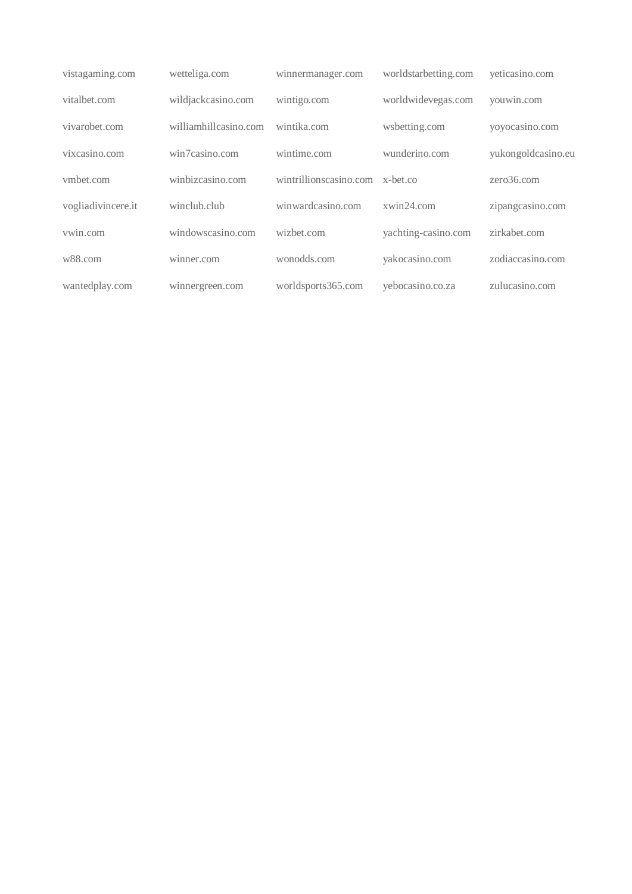| | | | | |
|---|---|---|---|---|
| vistagaming.com | wetteliga.com | winnermanager.com | worldstarbetting.com | yeticasino.com |
| vitalbet.com | wildjackcasino.com | wintigo.com | worldwidevegas.com | youwin.com |
| vivarobet.com | williamhillcasino.com | wintika.com | wsbetting.com | yoyocasino.com |
| vixcasino.com | win7casino.com | wintime.com | wunderino.com | yukongoldcasino.eu |
| vmbet.com | winbizcasino.com | wintrillionscasino.com | x-bet.co | zero36.com |
| vogliadivincere.it | winclub.club | winwardcasino.com | xwin24.com | zipangcasino.com |
| vwin.com | windowscasino.com | wizbet.com | yachting-casino.com | zirkabet.com |
| w88.com | winner.com | wonodds.com | yakocasino.com | zodiaccasino.com |
| wantedplay.com | winnergreen.com | worldsports365.com | yebocasino.co.za | zulucasino.com |